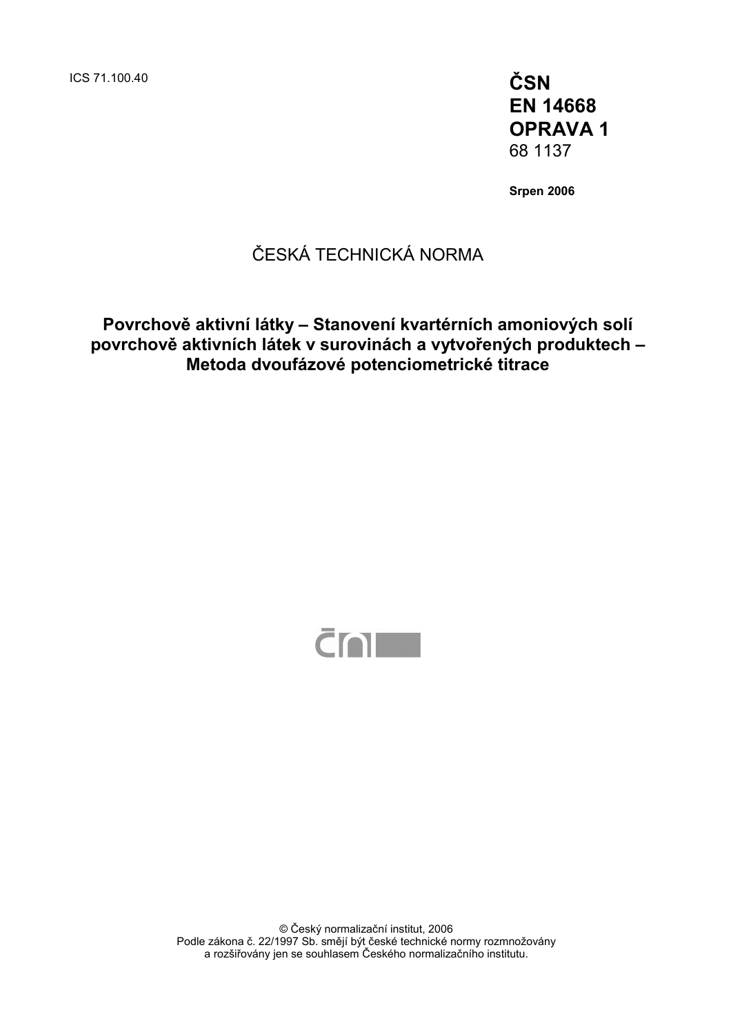ICS 71.100.40

**ČSN**
**EN 14668**
**OPRAVA 1**
68 1137

**Srpen 2006**

ČESKÁ TECHNICKÁ NORMA

# Povrchově aktivní látky – Stanovení kvartérních amoniových solí povrchově aktivních látek v surovinách a vytvořených produktech – Metoda dvoufázové potenciometrické titrace

© Český normalizační institut, 2006
Podle zákona č. 22/1997 Sb. smějí být české technické normy rozmnožovány a rozšiřovány jen se souhlasem Českého normalizačního institutu.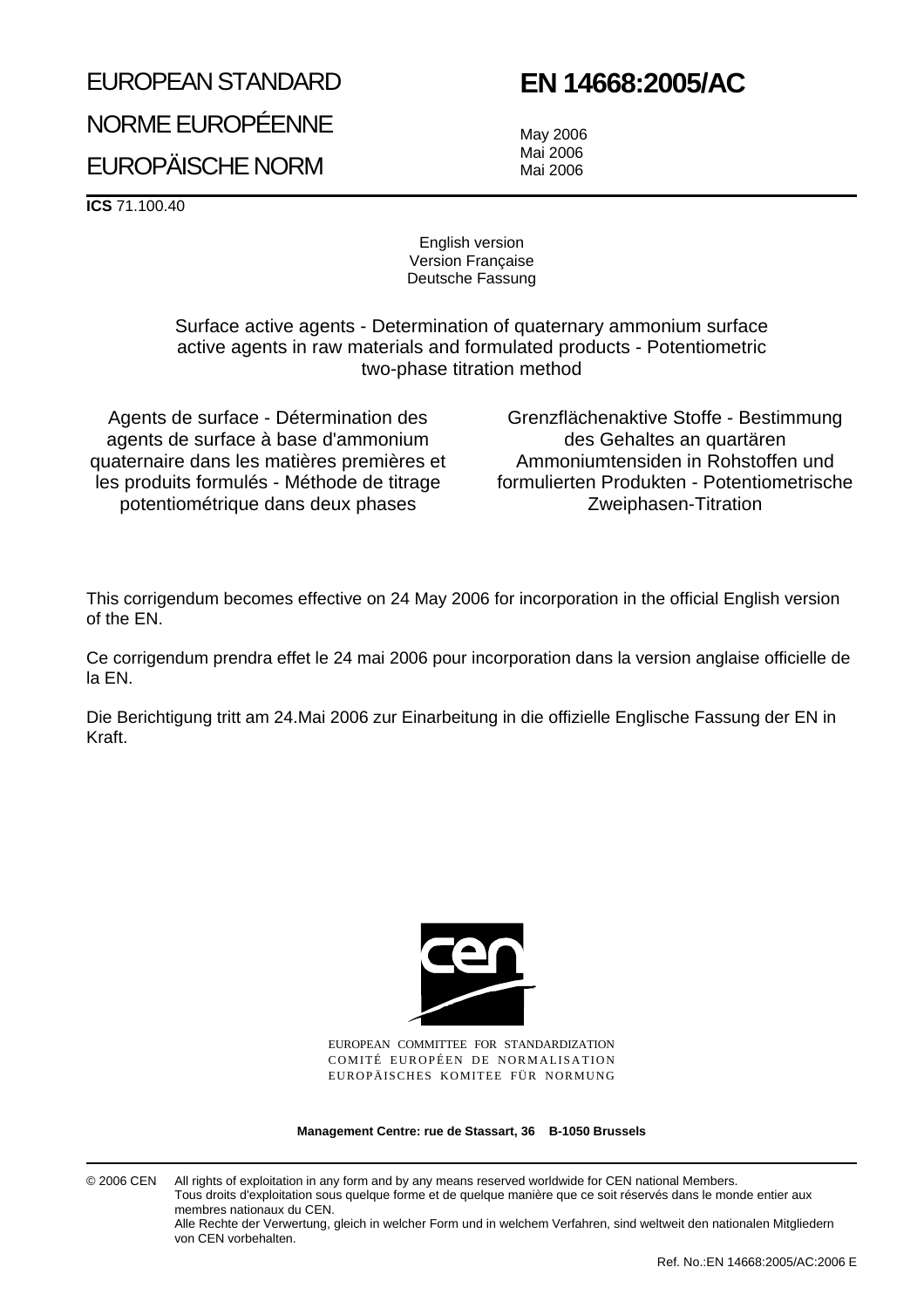EUROPEAN STANDARD

NORME EUROPÉENNE

EUROPÄISCHE NORM

# EN 14668:2005/AC

May 2006
Mai 2006
Mai 2006

**ICS** 71.100.40

English version
Version Française
Deutsche Fassung

Surface active agents - Determination of quaternary ammonium surface active agents in raw materials and formulated products - Potentiometric two-phase titration method

Agents de surface - Détermination des agents de surface à base d'ammonium quaternaire dans les matières premières et les produits formulés - Méthode de titrage potentiométrique dans deux phases

Grenzflächenaktive Stoffe - Bestimmung des Gehaltes an quartären Ammoniumtensiden in Rohstoffen und formulierten Produkten - Potentiometrische Zweiphasen-Titration

This corrigendum becomes effective on 24 May 2006 for incorporation in the official English version of the EN.

Ce corrigendum prendra effet le 24 mai 2006 pour incorporation dans la version anglaise officielle de la EN.

Die Berichtigung tritt am 24.Mai 2006 zur Einarbeitung in die offizielle Englische Fassung der EN in Kraft.

EUROPEAN COMMITTEE FOR STANDARDIZATION
COMITÉ EUROPÉEN DE NORMALISATION
EUROPÄISCHES KOMITEE FÜR NORMUNG

**Management Centre: rue de Stassart, 36 B-1050 Brussels**

© 2006 CEN All rights of exploitation in any form and by any means reserved worldwide for CEN national Members.
Tous droits d'exploitation sous quelque forme et de quelque manière que ce soit réservés dans le monde entier aux membres nationaux du CEN.
Alle Rechte der Verwertung, gleich in welcher Form und in welchem Verfahren, sind weltweit den nationalen Mitgliedern von CEN vorbehalten.

Ref. No.:EN 14668:2005/AC:2006 E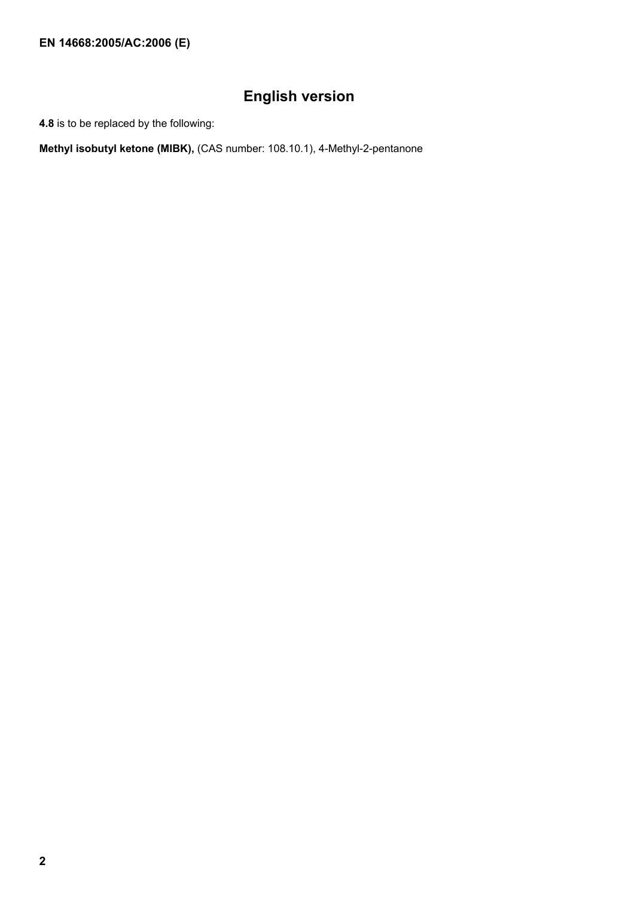# English version

**4.8** is to be replaced by the following:

**Methyl isobutyl ketone (MIBK),** (CAS number: 108.10.1), 4-Methyl-2-pentanone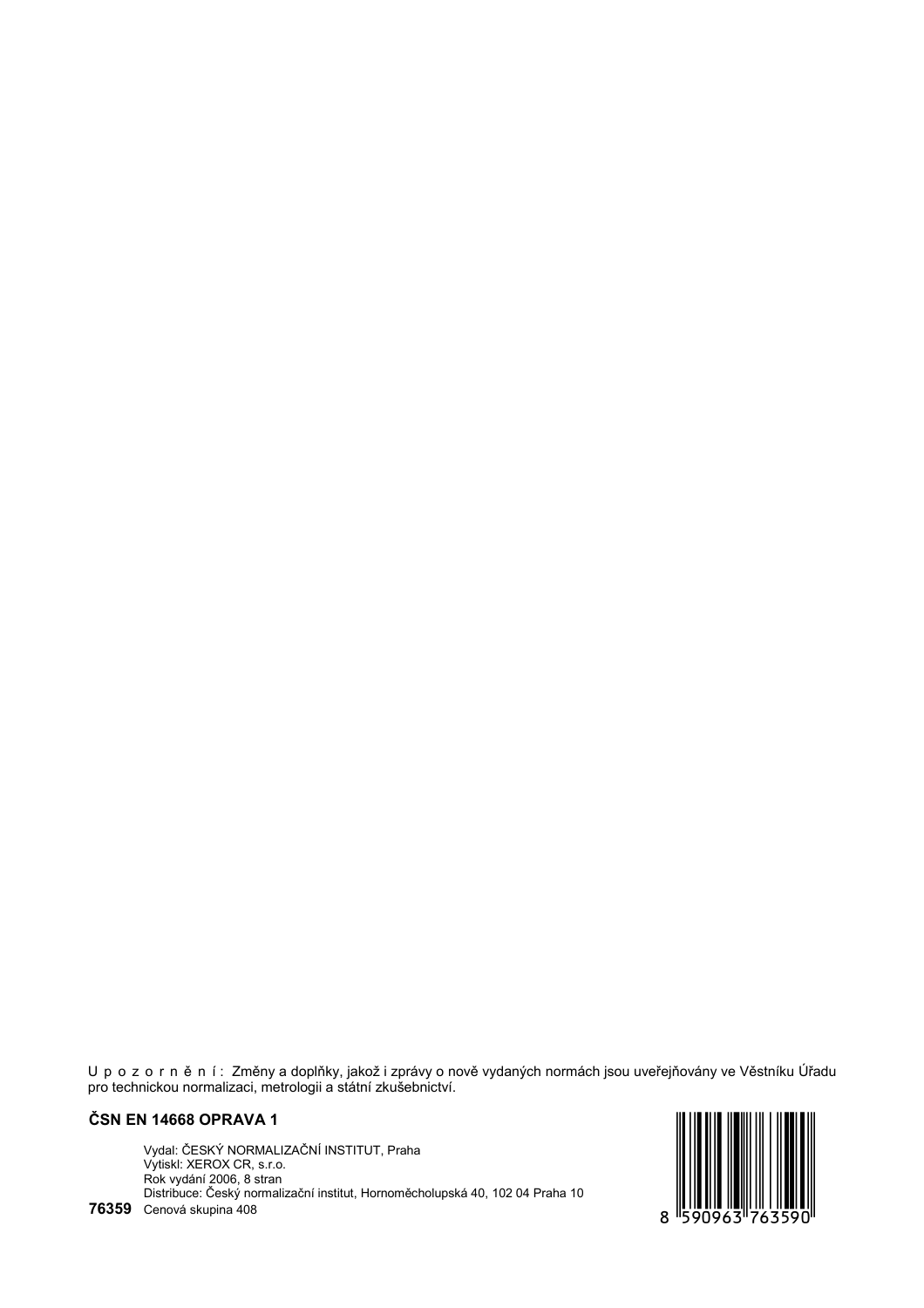U p o z o r n ě n í : Změny a doplňky, jakož i zprávy o nově vydaných normách jsou uveřejňovány ve Věstníku Úřadu pro technickou normalizaci, metrologii a státní zkušebnictví.

**ČSN EN 14668 OPRAVA 1**

Vydal: ČESKÝ NORMALIZAČNÍ INSTITUT, Praha
Vytiskl: XEROX CR, s.r.o.
Rok vydání 2006, 8 stran
Distribuce: Český normalizační institut, Hornoměcholupská 40, 102 04 Praha 10

**76359** Cenová skupina 408

8 590963 763590